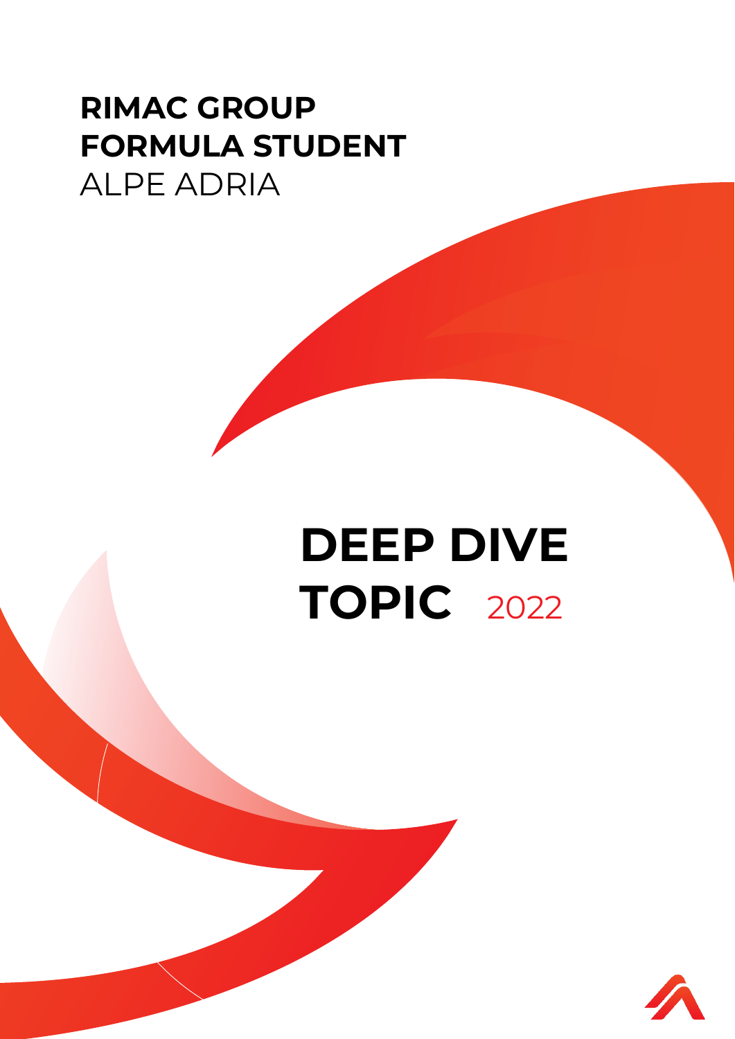**RIMAC GROUP**
**FORMULA STUDENT**
ALPE ADRIA

# DEEP DIVE TOPIC 2022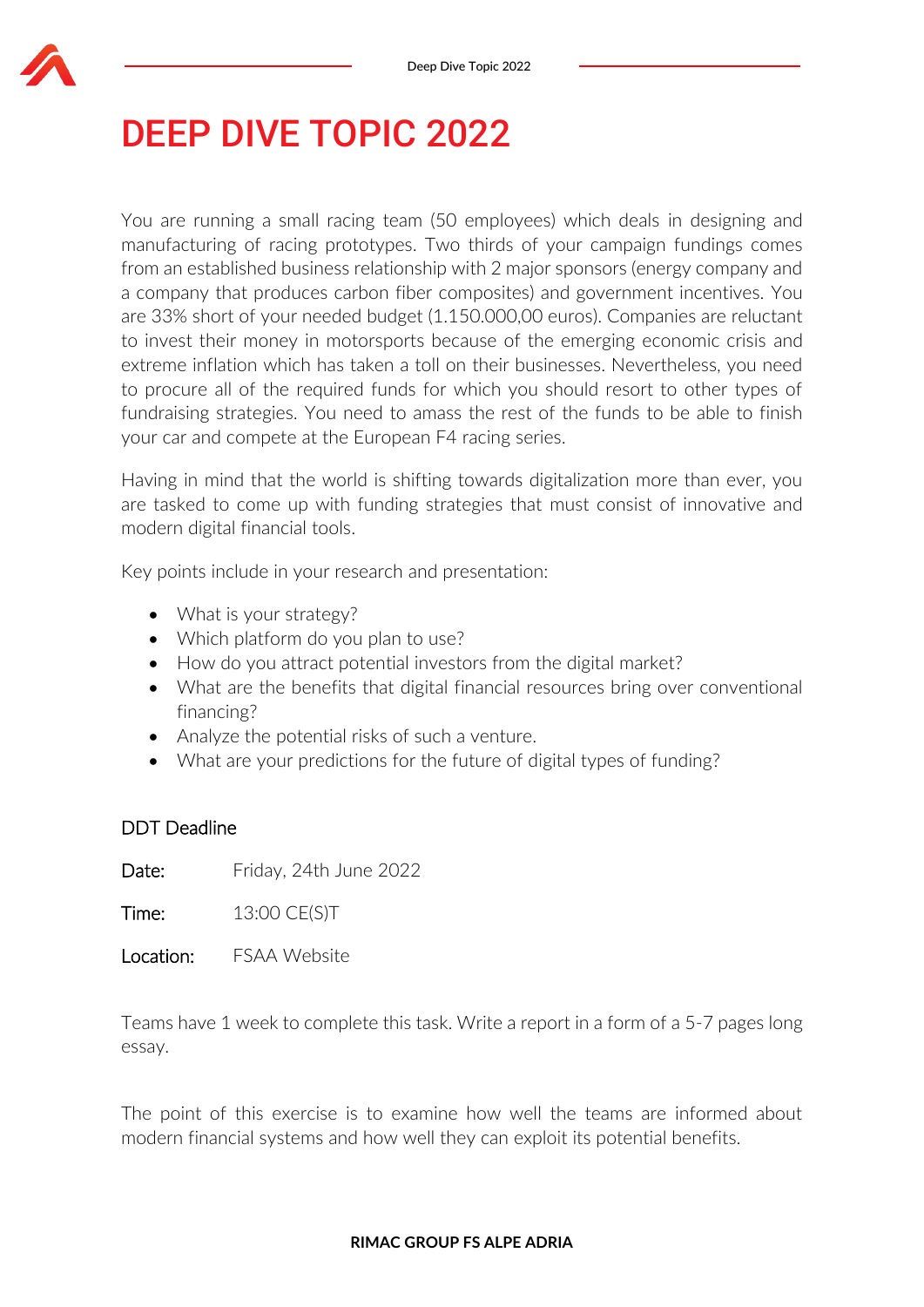# DEEP DIVE TOPIC 2022

You are running a small racing team (50 employees) which deals in designing and manufacturing of racing prototypes. Two thirds of your campaign fundings comes from an established business relationship with 2 major sponsors (energy company and a company that produces carbon fiber composites) and government incentives. You are 33% short of your needed budget (1.150.000,00 euros). Companies are reluctant to invest their money in motorsports because of the emerging economic crisis and extreme inflation which has taken a toll on their businesses. Nevertheless, you need to procure all of the required funds for which you should resort to other types of fundraising strategies. You need to amass the rest of the funds to be able to finish your car and compete at the European F4 racing series.

Having in mind that the world is shifting towards digitalization more than ever, you are tasked to come up with funding strategies that must consist of innovative and modern digital financial tools.

Key points include in your research and presentation:

- What is your strategy?
- Which platform do you plan to use?
- How do you attract potential investors from the digital market?
- What are the benefits that digital financial resources bring over conventional financing?
- Analyze the potential risks of such a venture.
- What are your predictions for the future of digital types of funding?

## DDT Deadline

| | |
|---|---|
| Date: | Friday, 24th June 2022 |
| Time: | 13:00 CE(S)T |
| Location: | FSAA Website |

Teams have 1 week to complete this task. Write a report in a form of a 5-7 pages long essay.

The point of this exercise is to examine how well the teams are informed about modern financial systems and how well they can exploit its potential benefits.